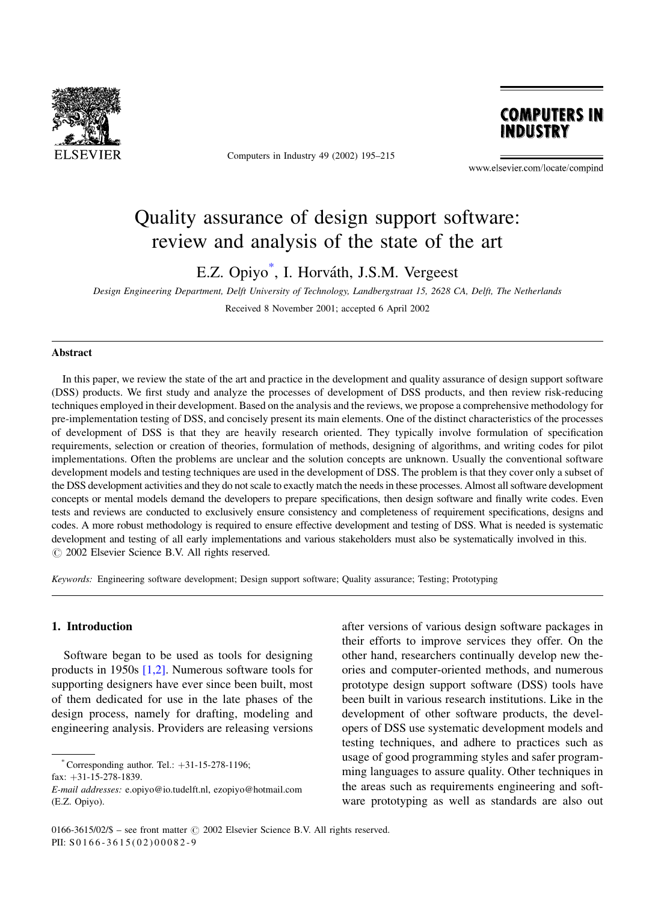# Quality assurance of design support software: review and analysis of the state of the art

E.Z. Opiyo*, I. Horváth, J.S.M. Vergeest

*Design Engineering Department, Delft University of Technology, Landbergstraat 15, 2628 CA, Delft, The Netherlands*

Received 8 November 2001; accepted 6 April 2002

## Abstract

In this paper, we review the state of the art and practice in the development and quality assurance of design support software (DSS) products. We first study and analyze the processes of development of DSS products, and then review risk-reducing techniques employed in their development. Based on the analysis and the reviews, we propose a comprehensive methodology for pre-implementation testing of DSS, and concisely present its main elements. One of the distinct characteristics of the processes of development of DSS is that they are heavily research oriented. They typically involve formulation of specification requirements, selection or creation of theories, formulation of methods, designing of algorithms, and writing codes for pilot implementations. Often the problems are unclear and the solution concepts are unknown. Usually the conventional software development models and testing techniques are used in the development of DSS. The problem is that they cover only a subset of the DSS development activities and they do not scale to exactly match the needs in these processes. Almost all software development concepts or mental models demand the developers to prepare specifications, then design software and finally write codes. Even tests and reviews are conducted to exclusively ensure consistency and completeness of requirement specifications, designs and codes. A more robust methodology is required to ensure effective development and testing of DSS. What is needed is systematic development and testing of all early implementations and various stakeholders must also be systematically involved in this.
© 2002 Elsevier Science B.V. All rights reserved.

*Keywords:* Engineering software development; Design support software; Quality assurance; Testing; Prototyping

## 1. Introduction

Software began to be used as tools for designing products in 1950s [1,2]. Numerous software tools for supporting designers have ever since been built, most of them dedicated for use in the late phases of the design process, namely for drafting, modeling and engineering analysis. Providers are releasing versions after versions of various design software packages in their efforts to improve services they offer. On the other hand, researchers continually develop new theories and computer-oriented methods, and numerous prototype design support software (DSS) tools have been built in various research institutions. Like in the development of other software products, the developers of DSS use systematic development models and testing techniques, and adhere to practices such as usage of good programming styles and safer programming languages to assure quality. Other techniques in the areas such as requirements engineering and software prototyping as well as standards are also out

* Corresponding author. Tel.: +31-15-278-1196; fax: +31-15-278-1839.
*E-mail addresses:* e.opiyo@io.tudelft.nl, ezopiyo@hotmail.com (E.Z. Opiyo).

0166-3615/02/$ – see front matter © 2002 Elsevier Science B.V. All rights reserved.
PII: S0166-3615(02)00082-9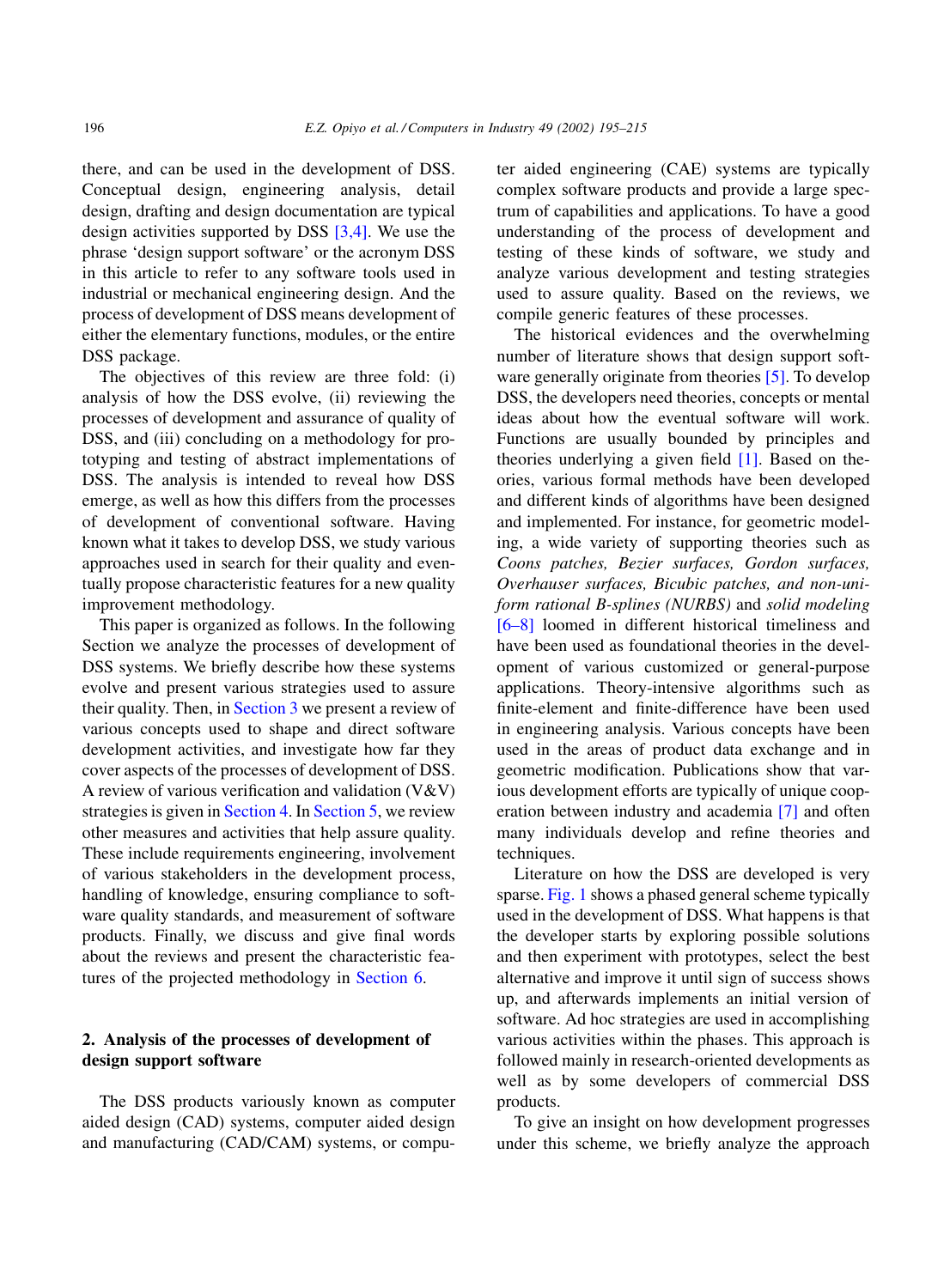there, and can be used in the development of DSS. Conceptual design, engineering analysis, detail design, drafting and design documentation are typical design activities supported by DSS [3,4]. We use the phrase 'design support software' or the acronym DSS in this article to refer to any software tools used in industrial or mechanical engineering design. And the process of development of DSS means development of either the elementary functions, modules, or the entire DSS package.

The objectives of this review are three fold: (i) analysis of how the DSS evolve, (ii) reviewing the processes of development and assurance of quality of DSS, and (iii) concluding on a methodology for prototyping and testing of abstract implementations of DSS. The analysis is intended to reveal how DSS emerge, as well as how this differs from the processes of development of conventional software. Having known what it takes to develop DSS, we study various approaches used in search for their quality and eventually propose characteristic features for a new quality improvement methodology.

This paper is organized as follows. In the following Section we analyze the processes of development of DSS systems. We briefly describe how these systems evolve and present various strategies used to assure their quality. Then, in Section 3 we present a review of various concepts used to shape and direct software development activities, and investigate how far they cover aspects of the processes of development of DSS. A review of various verification and validation (V&V) strategies is given in Section 4. In Section 5, we review other measures and activities that help assure quality. These include requirements engineering, involvement of various stakeholders in the development process, handling of knowledge, ensuring compliance to software quality standards, and measurement of software products. Finally, we discuss and give final words about the reviews and present the characteristic features of the projected methodology in Section 6.

## 2. Analysis of the processes of development of design support software

The DSS products variously known as computer aided design (CAD) systems, computer aided design and manufacturing (CAD/CAM) systems, or computer aided engineering (CAE) systems are typically complex software products and provide a large spectrum of capabilities and applications. To have a good understanding of the process of development and testing of these kinds of software, we study and analyze various development and testing strategies used to assure quality. Based on the reviews, we compile generic features of these processes.

The historical evidences and the overwhelming number of literature shows that design support software generally originate from theories [5]. To develop DSS, the developers need theories, concepts or mental ideas about how the eventual software will work. Functions are usually bounded by principles and theories underlying a given field [1]. Based on theories, various formal methods have been developed and different kinds of algorithms have been designed and implemented. For instance, for geometric modeling, a wide variety of supporting theories such as *Coons patches, Bezier surfaces, Gordon surfaces, Overhauser surfaces, Bicubic patches, and non-uniform rational B-splines (NURBS)* and *solid modeling* [6–8] loomed in different historical timeliness and have been used as foundational theories in the development of various customized or general-purpose applications. Theory-intensive algorithms such as finite-element and finite-difference have been used in engineering analysis. Various concepts have been used in the areas of product data exchange and in geometric modification. Publications show that various development efforts are typically of unique cooperation between industry and academia [7] and often many individuals develop and refine theories and techniques.

Literature on how the DSS are developed is very sparse. Fig. 1 shows a phased general scheme typically used in the development of DSS. What happens is that the developer starts by exploring possible solutions and then experiment with prototypes, select the best alternative and improve it until sign of success shows up, and afterwards implements an initial version of software. Ad hoc strategies are used in accomplishing various activities within the phases. This approach is followed mainly in research-oriented developments as well as by some developers of commercial DSS products.

To give an insight on how development progresses under this scheme, we briefly analyze the approach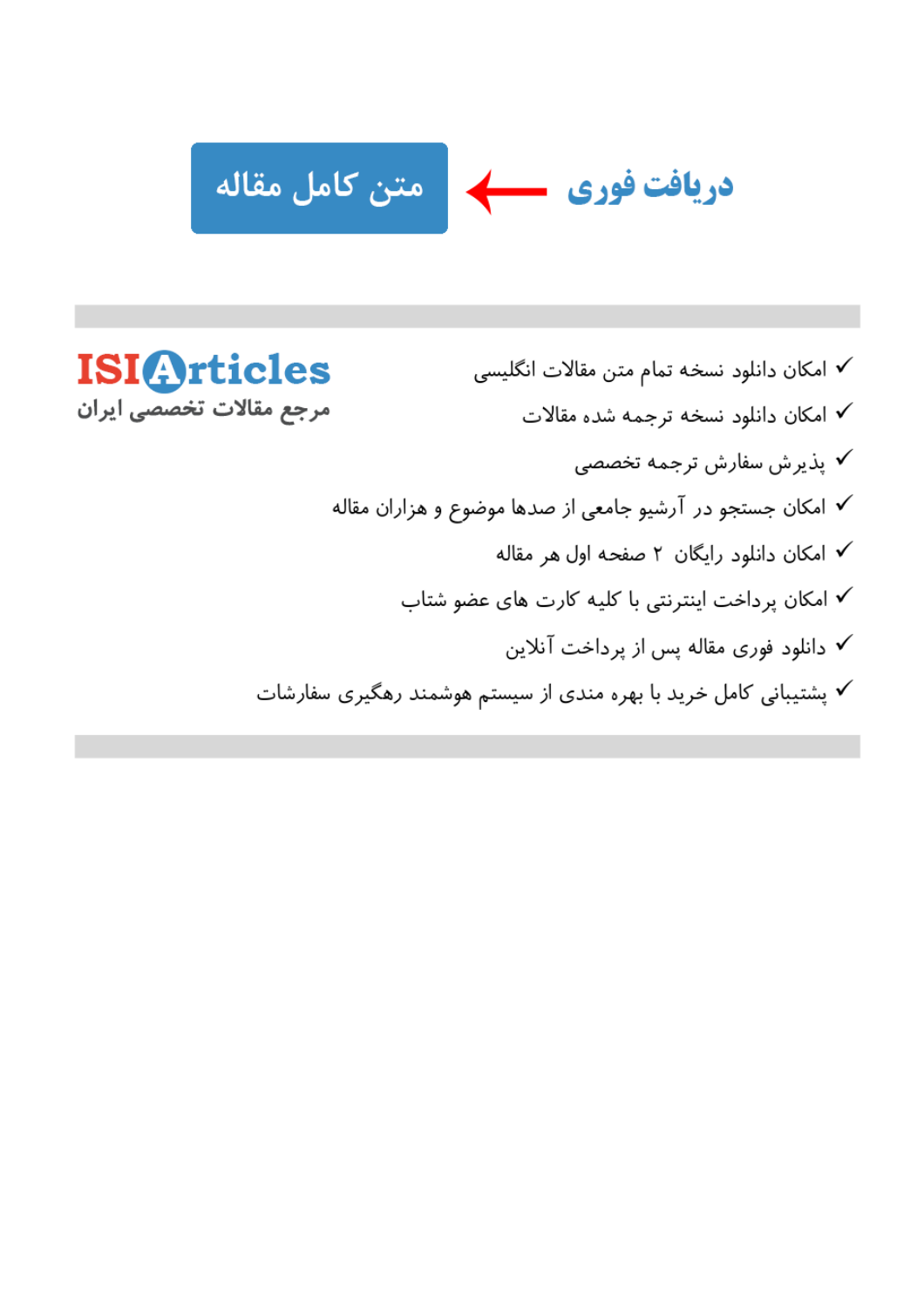دریافت فوری ← **متن کامل مقاله**

**ISIArticles**
مرجع مقالات تخصصی ایران

- ✓ امکان دانلود نسخه تمام متن مقالات انگلیسی
- ✓ امکان دانلود نسخه ترجمه شده مقالات
- ✓ پذیرش سفارش ترجمه تخصصی
- ✓ امکان جستجو در آرشیو جامعی از صدها موضوع و هزاران مقاله
- ✓ امکان دانلود رایگان ۲ صفحه اول هر مقاله
- ✓ امکان پرداخت اینترنتی با کلیه کارت های عضو شتاب
- ✓ دانلود فوری مقاله پس از پرداخت آنلاین
- ✓ پشتیبانی کامل خرید با بهره مندی از سیستم هوشمند رهگیری سفارشات